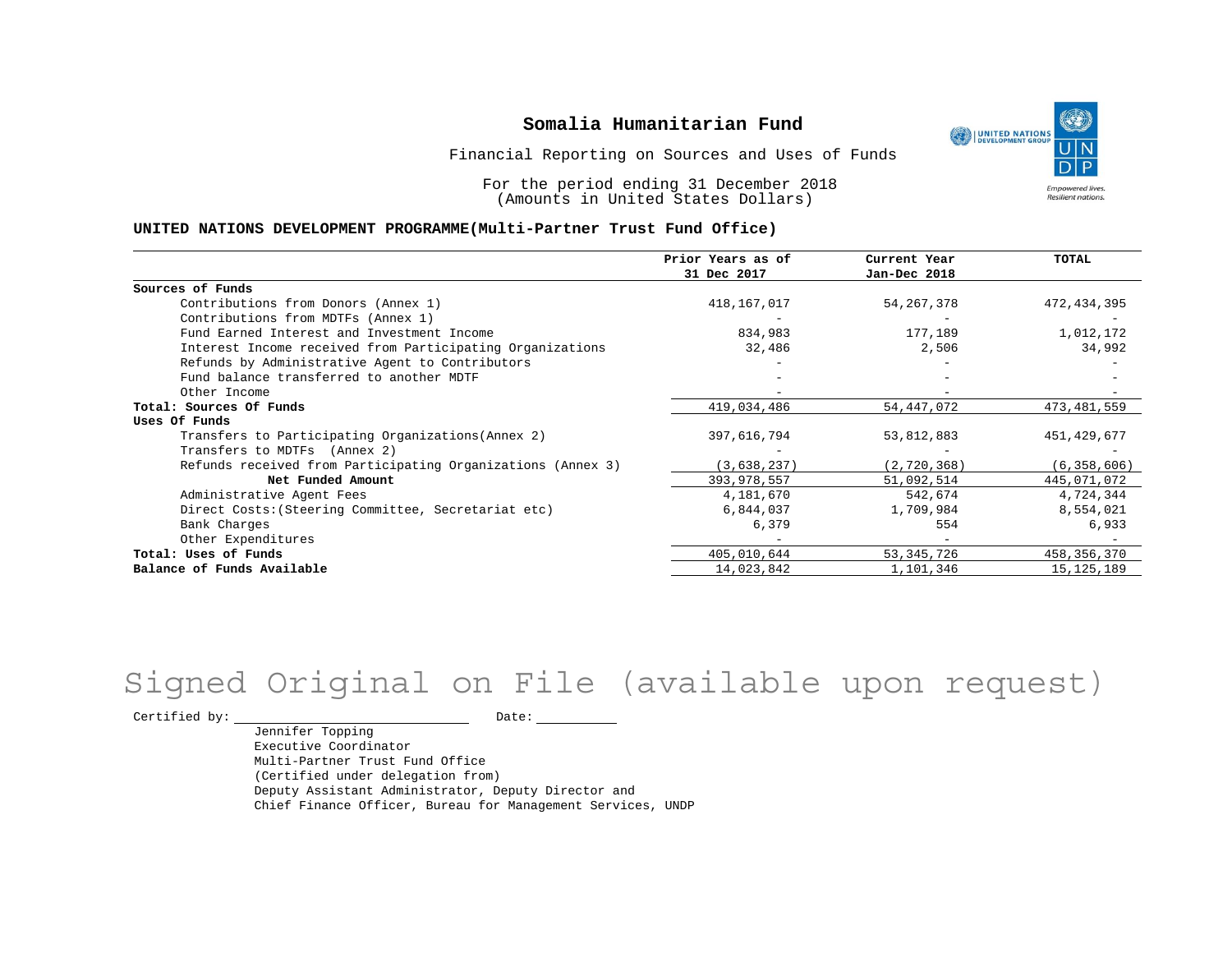# Somalia Humanitarian Fund

Financial Reporting on Sources and Uses of Funds

For the period ending 31 December 2018
(Amounts in United States Dollars)

### UNITED NATIONS DEVELOPMENT PROGRAMME(Multi-Partner Trust Fund Office)

| | Prior Years as of 31 Dec 2017 | Current Year Jan-Dec 2018 | TOTAL |
|---|---|---|---|
| **Sources of Funds** | | | |
| Contributions from Donors (Annex 1) | 418,167,017 | 54,267,378 | 472,434,395 |
| Contributions from MDTFs (Annex 1) | - | - | - |
| Fund Earned Interest and Investment Income | 834,983 | 177,189 | 1,012,172 |
| Interest Income received from Participating Organizations | 32,486 | 2,506 | 34,992 |
| Refunds by Administrative Agent to Contributors | - | - | - |
| Fund balance transferred to another MDTF | - | - | - |
| Other Income | - | - | - |
| **Total: Sources Of Funds** | 419,034,486 | 54,447,072 | 473,481,559 |
| **Uses Of Funds** | | | |
| Transfers to Participating Organizations(Annex 2) | 397,616,794 | 53,812,883 | 451,429,677 |
| Transfers to MDTFs (Annex 2) | - | - | - |
| Refunds received from Participating Organizations (Annex 3) | (3,638,237) | (2,720,368) | (6,358,606) |
| **Net Funded Amount** | 393,978,557 | 51,092,514 | 445,071,072 |
| Administrative Agent Fees | 4,181,670 | 542,674 | 4,724,344 |
| Direct Costs:(Steering Committee, Secretariat etc) | 6,844,037 | 1,709,984 | 8,554,021 |
| Bank Charges | 6,379 | 554 | 6,933 |
| Other Expenditures | - | - | - |
| **Total: Uses of Funds** | 405,010,644 | 53,345,726 | 458,356,370 |
| **Balance of Funds Available** | 14,023,842 | 1,101,346 | 15,125,189 |

Signed Original on File (available upon request)

Certified by: ____________________ Date: __________

Jennifer Topping
Executive Coordinator
Multi-Partner Trust Fund Office
(Certified under delegation from)
Deputy Assistant Administrator, Deputy Director and
Chief Finance Officer, Bureau for Management Services, UNDP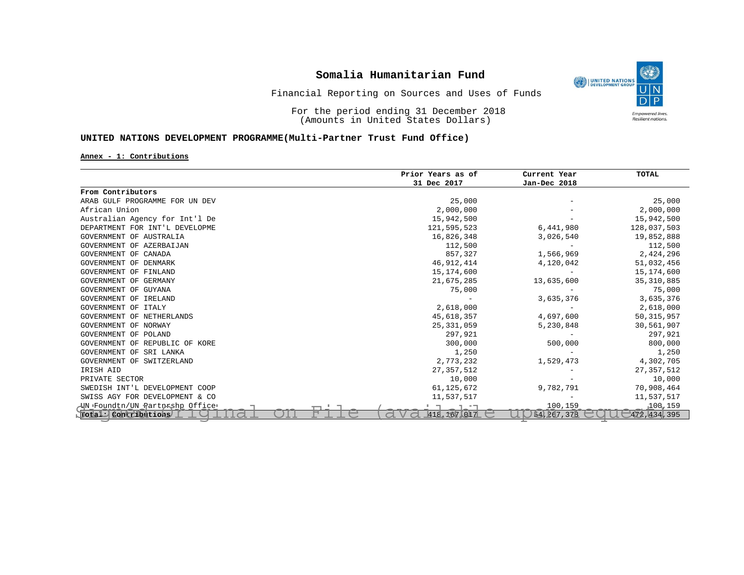# Somalia Humanitarian Fund

Financial Reporting on Sources and Uses of Funds

For the period ending 31 December 2018
(Amounts in United States Dollars)

## UNITED NATIONS DEVELOPMENT PROGRAMME(Multi-Partner Trust Fund Office)

**Annex - 1: Contributions**

| | Prior Years as of 31 Dec 2017 | Current Year Jan-Dec 2018 | TOTAL |
|---|---|---|---|
| **From Contributors** | | | |
| ARAB GULF PROGRAMME FOR UN DEV | 25,000 | - | 25,000 |
| African Union | 2,000,000 | - | 2,000,000 |
| Australian Agency for Int'l De | 15,942,500 | - | 15,942,500 |
| DEPARTMENT FOR INT'L DEVELOPME | 121,595,523 | 6,441,980 | 128,037,503 |
| GOVERNMENT OF AUSTRALIA | 16,826,348 | 3,026,540 | 19,852,888 |
| GOVERNMENT OF AZERBAIJAN | 112,500 | - | 112,500 |
| GOVERNMENT OF CANADA | 857,327 | 1,566,969 | 2,424,296 |
| GOVERNMENT OF DENMARK | 46,912,414 | 4,120,042 | 51,032,456 |
| GOVERNMENT OF FINLAND | 15,174,600 | - | 15,174,600 |
| GOVERNMENT OF GERMANY | 21,675,285 | 13,635,600 | 35,310,885 |
| GOVERNMENT OF GUYANA | 75,000 | - | 75,000 |
| GOVERNMENT OF IRELAND | - | 3,635,376 | 3,635,376 |
| GOVERNMENT OF ITALY | 2,618,000 | - | 2,618,000 |
| GOVERNMENT OF NETHERLANDS | 45,618,357 | 4,697,600 | 50,315,957 |
| GOVERNMENT OF NORWAY | 25,331,059 | 5,230,848 | 30,561,907 |
| GOVERNMENT OF POLAND | 297,921 | - | 297,921 |
| GOVERNMENT OF REPUBLIC OF KORE | 300,000 | 500,000 | 800,000 |
| GOVERNMENT OF SRI LANKA | 1,250 | - | 1,250 |
| GOVERNMENT OF SWITZERLAND | 2,773,232 | 1,529,473 | 4,302,705 |
| IRISH AID | 27,357,512 | - | 27,357,512 |
| PRIVATE SECTOR | 10,000 | - | 10,000 |
| SWEDISH INT'L DEVELOPMENT COOP | 61,125,672 | 9,782,791 | 70,908,464 |
| SWISS AGY FOR DEVELOPMENT & CO | 11,537,517 | - | 11,537,517 |
| UN Foundtn/UN Partnershp Office | - | 100,159 | 100,159 |
| **Total: Contributions** | 418,167,017 | 54,267,378 | 472,434,395 |

Signed Original on File (available upon request)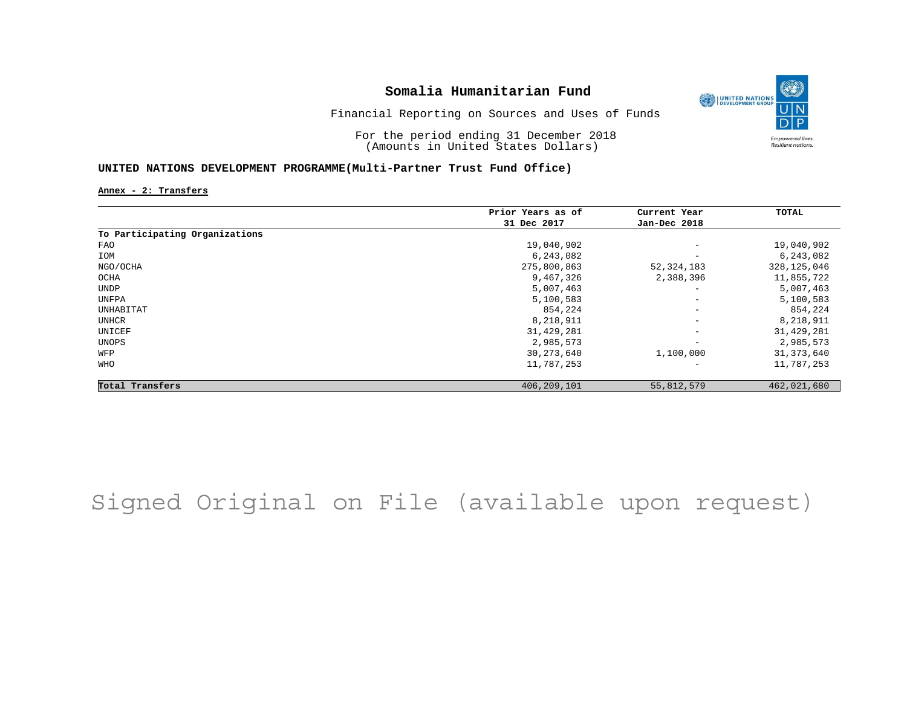# Somalia Humanitarian Fund

Financial Reporting on Sources and Uses of Funds

For the period ending 31 December 2018
(Amounts in United States Dollars)

## UNITED NATIONS DEVELOPMENT PROGRAMME(Multi-Partner Trust Fund Office)

**Annex - 2: Transfers**

| | Prior Years as of 31 Dec 2017 | Current Year Jan-Dec 2018 | TOTAL |
|---|---|---|---|
| **To Participating Organizations** | | | |
| FAO | 19,040,902 | - | 19,040,902 |
| IOM | 6,243,082 | - | 6,243,082 |
| NGO/OCHA | 275,800,863 | 52,324,183 | 328,125,046 |
| OCHA | 9,467,326 | 2,388,396 | 11,855,722 |
| UNDP | 5,007,463 | - | 5,007,463 |
| UNFPA | 5,100,583 | - | 5,100,583 |
| UNHABITAT | 854,224 | - | 854,224 |
| UNHCR | 8,218,911 | - | 8,218,911 |
| UNICEF | 31,429,281 | - | 31,429,281 |
| UNOPS | 2,985,573 | - | 2,985,573 |
| WFP | 30,273,640 | 1,100,000 | 31,373,640 |
| WHO | 11,787,253 | - | 11,787,253 |
| **Total Transfers** | 406,209,101 | 55,812,579 | 462,021,680 |

Signed Original on File (available upon request)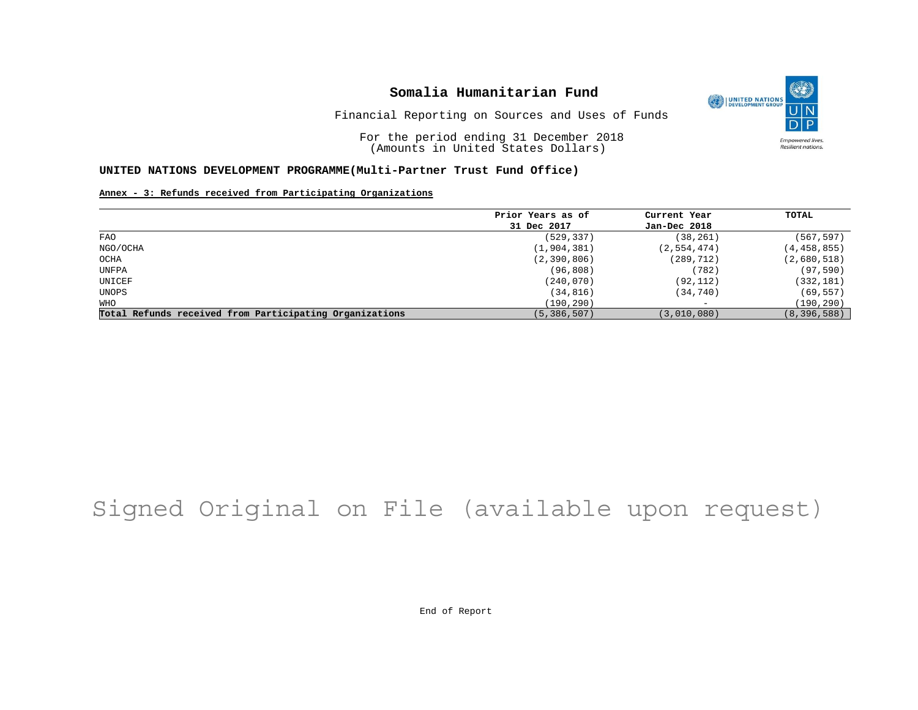# Somalia Humanitarian Fund

Financial Reporting on Sources and Uses of Funds

For the period ending 31 December 2018
(Amounts in United States Dollars)

**UNITED NATIONS DEVELOPMENT PROGRAMME(Multi-Partner Trust Fund Office)**

**Annex - 3: Refunds received from Participating Organizations**

| | Prior Years as of 31 Dec 2017 | Current Year Jan-Dec 2018 | TOTAL |
|---|---|---|---|
| FAO | (529,337) | (38,261) | (567,597) |
| NGO/OCHA | (1,904,381) | (2,554,474) | (4,458,855) |
| OCHA | (2,390,806) | (289,712) | (2,680,518) |
| UNFPA | (96,808) | (782) | (97,590) |
| UNICEF | (240,070) | (92,112) | (332,181) |
| UNOPS | (34,816) | (34,740) | (69,557) |
| WHO | (190,290) | - | (190,290) |
| **Total Refunds received from Participating Organizations** | (5,386,507) | (3,010,080) | (8,396,588) |

Signed Original on File (available upon request)

End of Report